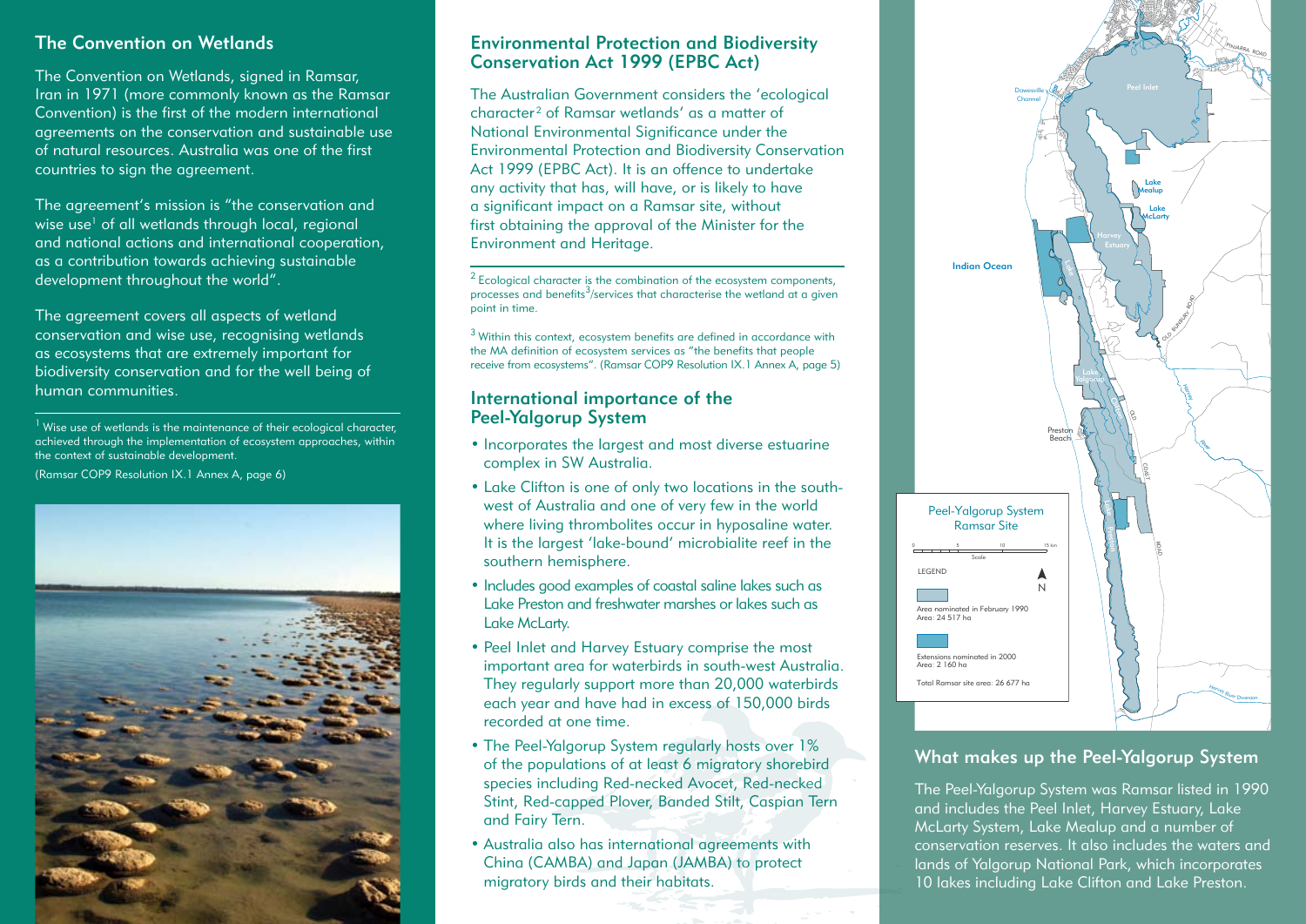## The Convention on Wetlands

The Convention on Wetlands, signed in Ramsar, Iran in 1971 (more commonly known as the Ramsar Convention) is the first of the modern international agreements on the conservation and sustainable use of natural resources. Australia was one of the first countries to sign the agreement.

The agreement's mission is "the conservation and wise use[1] of all wetlands through local, regional and national actions and international cooperation, as a contribution towards achieving sustainable development throughout the world".

The agreement covers all aspects of wetland conservation and wise use, recognising wetlands as ecosystems that are extremely important for biodiversity conservation and for the well being of human communities.

[1] Wise use of wetlands is the maintenance of their ecological character, achieved through the implementation of ecosystem approaches, within the context of sustainable development.

(Ramsar COP9 Resolution IX.1 Annex A, page 6)

## Environmental Protection and Biodiversity Conservation Act 1999 (EPBC Act)

The Australian Government considers the 'ecological character[2] of Ramsar wetlands' as a matter of National Environmental Significance under the Environmental Protection and Biodiversity Conservation Act 1999 (EPBC Act). It is an offence to undertake any activity that has, will have, or is likely to have a significant impact on a Ramsar site, without first obtaining the approval of the Minister for the Environment and Heritage.

[2] Ecological character is the combination of the ecosystem components, processes and benefits[3]/services that characterise the wetland at a given point in time.

[3] Within this context, ecosystem benefits are defined in accordance with the MA definition of ecosystem services as "the benefits that people receive from ecosystems". (Ramsar COP9 Resolution IX.1 Annex A, page 5)

## International importance of the Peel-Yalgorup System

- Incorporates the largest and most diverse estuarine complex in SW Australia.
- Lake Clifton is one of only two locations in the south-west of Australia and one of very few in the world where living thrombolites occur in hyposaline water. It is the largest 'lake-bound' microbialite reef in the southern hemisphere.
- Includes good examples of coastal saline lakes such as Lake Preston and freshwater marshes or lakes such as Lake McLarty.
- Peel Inlet and Harvey Estuary comprise the most important area for waterbirds in south-west Australia. They regularly support more than 20,000 waterbirds each year and have had in excess of 150,000 birds recorded at one time.
- The Peel-Yalgorup System regularly hosts over 1% of the populations of at least 6 migratory shorebird species including Red-necked Avocet, Red-necked Stint, Red-capped Plover, Banded Stilt, Caspian Tern and Fairy Tern.
- Australia also has international agreements with China (CAMBA) and Japan (JAMBA) to protect migratory birds and their habitats.

Peel-Yalgorup System Ramsar Site

LEGEND

Area nominated in February 1990
Area: 24 517 ha

Extensions nominated in 2000
Area: 2 160 ha

Total Ramsar site area: 26 677 ha

## What makes up the Peel-Yalgorup System

The Peel-Yalgorup System was Ramsar listed in 1990 and includes the Peel Inlet, Harvey Estuary, Lake McLarty System, Lake Mealup and a number of conservation reserves. It also includes the waters and lands of Yalgorup National Park, which incorporates 10 lakes including Lake Clifton and Lake Preston.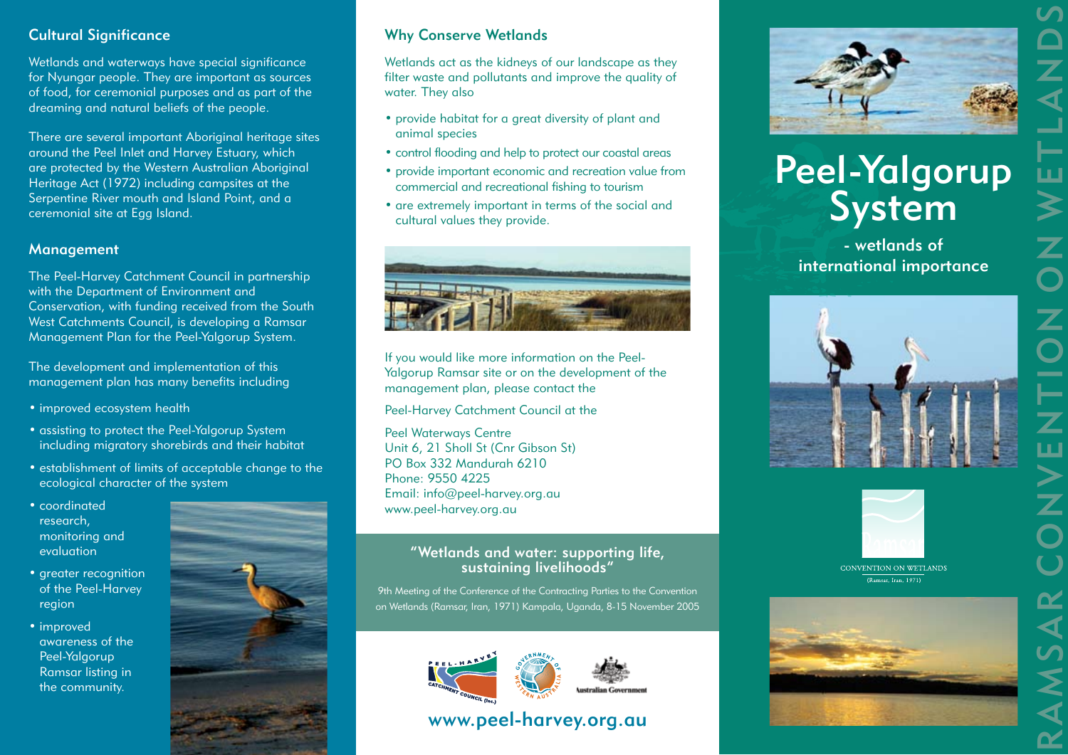## Cultural Significance

Wetlands and waterways have special significance for Nyungar people. They are important as sources of food, for ceremonial purposes and as part of the dreaming and natural beliefs of the people.

There are several important Aboriginal heritage sites around the Peel Inlet and Harvey Estuary, which are protected by the Western Australian Aboriginal Heritage Act (1972) including campsites at the Serpentine River mouth and Island Point, and a ceremonial site at Egg Island.

## Management

The Peel-Harvey Catchment Council in partnership with the Department of Environment and Conservation, with funding received from the South West Catchments Council, is developing a Ramsar Management Plan for the Peel-Yalgorup System.

The development and implementation of this management plan has many benefits including

- improved ecosystem health
- assisting to protect the Peel-Yalgorup System including migratory shorebirds and their habitat
- establishment of limits of acceptable change to the ecological character of the system
- coordinated research, monitoring and evaluation
- greater recognition of the Peel-Harvey region
- improved awareness of the Peel-Yalgorup Ramsar listing in the community.

## Why Conserve Wetlands

Wetlands act as the kidneys of our landscape as they filter waste and pollutants and improve the quality of water. They also

- provide habitat for a great diversity of plant and animal species
- control flooding and help to protect our coastal areas
- provide important economic and recreation value from commercial and recreational fishing to tourism
- are extremely important in terms of the social and cultural values they provide.

If you would like more information on the Peel-Yalgorup Ramsar site or on the development of the management plan, please contact the

Peel-Harvey Catchment Council at the

Peel Waterways Centre
Unit 6, 21 Sholl St (Cnr Gibson St)
PO Box 332 Mandurah 6210
Phone: 9550 4225
Email: info@peel-harvey.org.au
www.peel-harvey.org.au

**"Wetlands and water: supporting life, sustaining livelihoods"**

9th Meeting of the Conference of the Contracting Parties to the Convention on Wetlands (Ramsar, Iran, 1971) Kampala, Uganda, 8-15 November 2005

Peel-Harvey Catchment Council (Inc.) | Government of Western Australia | Australian Government

www.peel-harvey.org.au

# Peel-Yalgorup System

## - wetlands of international importance

CONVENTION ON WETLANDS
(Ramsar, Iran, 1971)

RAMSAR CONVENTION ON WETLANDS